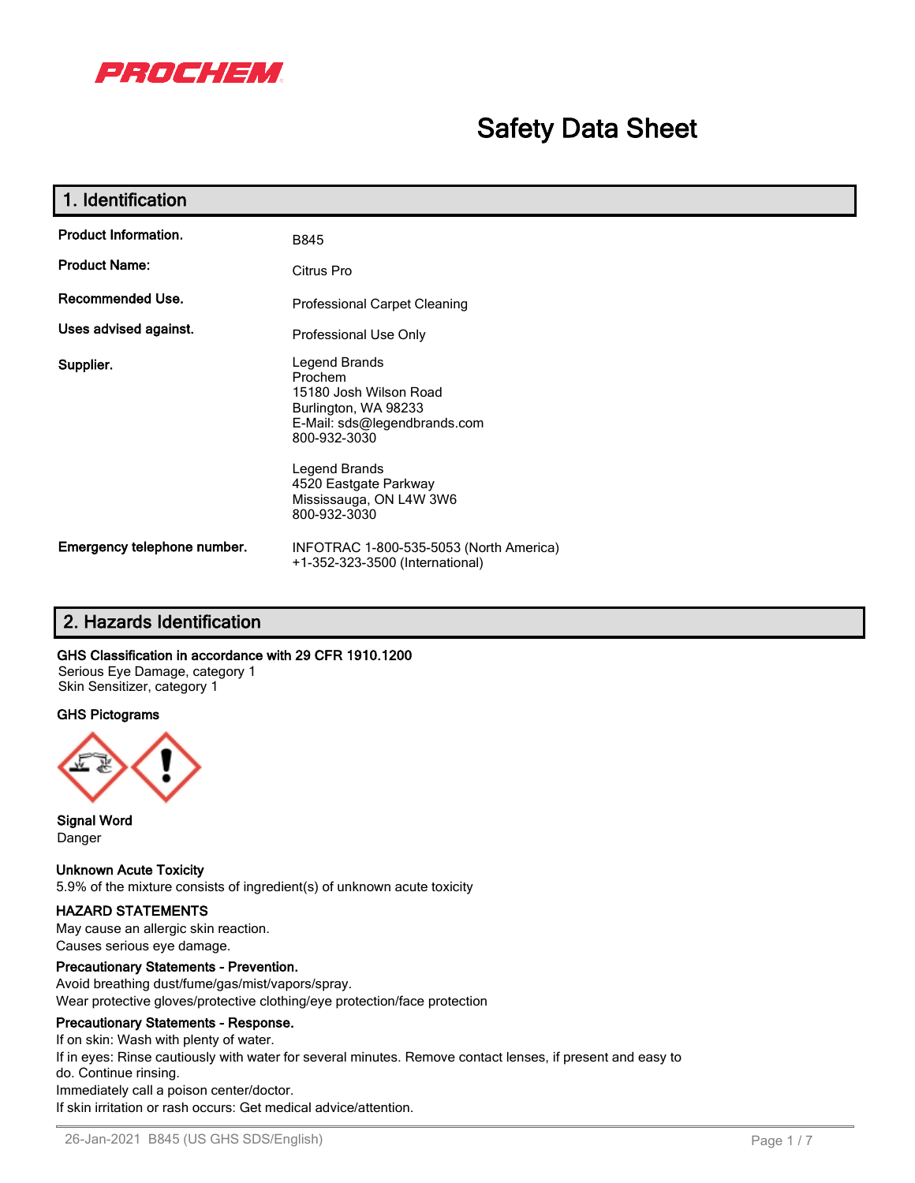PROCHEM

# Safety Data Sheet

## 1. Identification

| | |
|---|---|
| **Product Information.** | B845 |
| **Product Name:** | Citrus Pro |
| **Recommended Use.** | Professional Carpet Cleaning |
| **Uses advised against.** | Professional Use Only |
| **Supplier.** | Legend Brands<br>Prochem<br>15180 Josh Wilson Road<br>Burlington, WA 98233<br>E-Mail: sds@legendbrands.com<br>800-932-3030<br><br>Legend Brands<br>4520 Eastgate Parkway<br>Mississauga, ON L4W 3W6<br>800-932-3030 |
| **Emergency telephone number.** | INFOTRAC 1-800-535-5053 (North America)<br>+1-352-323-3500 (International) |

## 2. Hazards Identification

**GHS Classification in accordance with 29 CFR 1910.1200**
Serious Eye Damage, category 1
Skin Sensitizer, category 1

**GHS Pictograms**

**Signal Word**
Danger

**Unknown Acute Toxicity**
5.9% of the mixture consists of ingredient(s) of unknown acute toxicity

**HAZARD STATEMENTS**
May cause an allergic skin reaction.
Causes serious eye damage.

**Precautionary Statements - Prevention.**
Avoid breathing dust/fume/gas/mist/vapors/spray.
Wear protective gloves/protective clothing/eye protection/face protection

**Precautionary Statements - Response.**
If on skin: Wash with plenty of water.
If in eyes: Rinse cautiously with water for several minutes. Remove contact lenses, if present and easy to do. Continue rinsing.
Immediately call a poison center/doctor.
If skin irritation or rash occurs: Get medical advice/attention.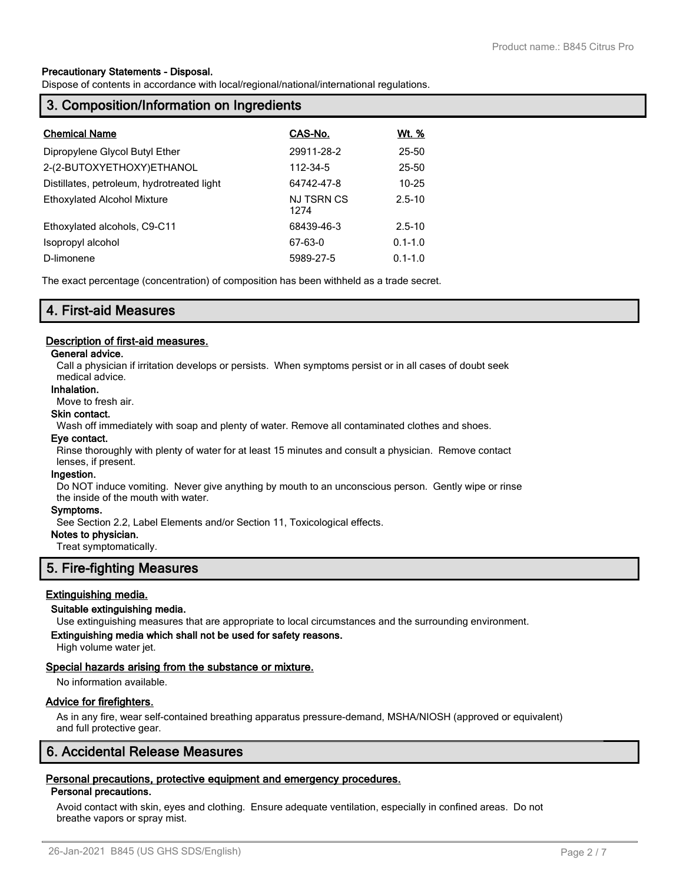**Precautionary Statements - Disposal.**

Dispose of contents in accordance with local/regional/national/international regulations.

## 3. Composition/Information on Ingredients

| Chemical Name | CAS-No. | Wt. % |
|---|---|---|
| Dipropylene Glycol Butyl Ether | 29911-28-2 | 25-50 |
| 2-(2-BUTOXYETHOXY)ETHANOL | 112-34-5 | 25-50 |
| Distillates, petroleum, hydrotreated light | 64742-47-8 | 10-25 |
| Ethoxylated Alcohol Mixture | NJ TSRN CS 1274 | 2.5-10 |
| Ethoxylated alcohols, C9-C11 | 68439-46-3 | 2.5-10 |
| Isopropyl alcohol | 67-63-0 | 0.1-1.0 |
| D-limonene | 5989-27-5 | 0.1-1.0 |

The exact percentage (concentration) of composition has been withheld as a trade secret.

## 4. First-aid Measures

### Description of first-aid measures.

**General advice.**

Call a physician if irritation develops or persists. When symptoms persist or in all cases of doubt seek medical advice.

**Inhalation.**

Move to fresh air.

**Skin contact.**

Wash off immediately with soap and plenty of water. Remove all contaminated clothes and shoes.

**Eye contact.**

Rinse thoroughly with plenty of water for at least 15 minutes and consult a physician. Remove contact lenses, if present.

**Ingestion.**

Do NOT induce vomiting. Never give anything by mouth to an unconscious person. Gently wipe or rinse the inside of the mouth with water.

**Symptoms.**

See Section 2.2, Label Elements and/or Section 11, Toxicological effects.

**Notes to physician.**

Treat symptomatically.

## 5. Fire-fighting Measures

### Extinguishing media.

**Suitable extinguishing media.**

Use extinguishing measures that are appropriate to local circumstances and the surrounding environment.

**Extinguishing media which shall not be used for safety reasons.**

High volume water jet.

### Special hazards arising from the substance or mixture.

No information available.

### Advice for firefighters.

As in any fire, wear self-contained breathing apparatus pressure-demand, MSHA/NIOSH (approved or equivalent) and full protective gear.

## 6. Accidental Release Measures

### Personal precautions, protective equipment and emergency procedures.

**Personal precautions.**

Avoid contact with skin, eyes and clothing. Ensure adequate ventilation, especially in confined areas. Do not breathe vapors or spray mist.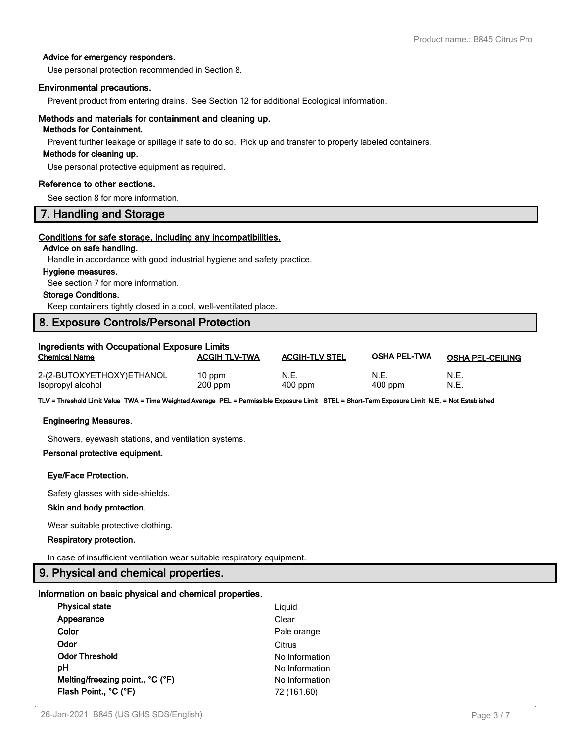**Advice for emergency responders.**

Use personal protection recommended in Section 8.

## Environmental precautions.

Prevent product from entering drains. See Section 12 for additional Ecological information.

## Methods and materials for containment and cleaning up.

**Methods for Containment.**

Prevent further leakage or spillage if safe to do so. Pick up and transfer to properly labeled containers.

**Methods for cleaning up.**

Use personal protective equipment as required.

## Reference to other sections.

See section 8 for more information.

# 7. Handling and Storage

## Conditions for safe storage, including any incompatibilities.

**Advice on safe handling.**

Handle in accordance with good industrial hygiene and safety practice.

**Hygiene measures.**

See section 7 for more information.

**Storage Conditions.**

Keep containers tightly closed in a cool, well-ventilated place.

# 8. Exposure Controls/Personal Protection

## Ingredients with Occupational Exposure Limits

| Chemical Name | ACGIH TLV-TWA | ACGIH-TLV STEL | OSHA PEL-TWA | OSHA PEL-CEILING |
|---|---|---|---|---|
| 2-(2-BUTOXYETHOXY)ETHANOL | 10 ppm | N.E. | N.E. | N.E. |
| Isopropyl alcohol | 200 ppm | 400 ppm | 400 ppm | N.E. |

**TLV = Threshold Limit Value TWA = Time Weighted Average PEL = Permissible Exposure Limit STEL = Short-Term Exposure Limit N.E. = Not Established**

**Engineering Measures.**

Showers, eyewash stations, and ventilation systems.

**Personal protective equipment.**

**Eye/Face Protection.**

Safety glasses with side-shields.

**Skin and body protection.**

Wear suitable protective clothing.

**Respiratory protection.**

In case of insufficient ventilation wear suitable respiratory equipment.

# 9. Physical and chemical properties.

## Information on basic physical and chemical properties.

| | |
|---|---|
| **Physical state** | Liquid |
| **Appearance** | Clear |
| **Color** | Pale orange |
| **Odor** | Citrus |
| **Odor Threshold** | No Information |
| **pH** | No Information |
| **Melting/freezing point., °C (°F)** | No Information |
| **Flash Point., °C (°F)** | 72 (161.60) |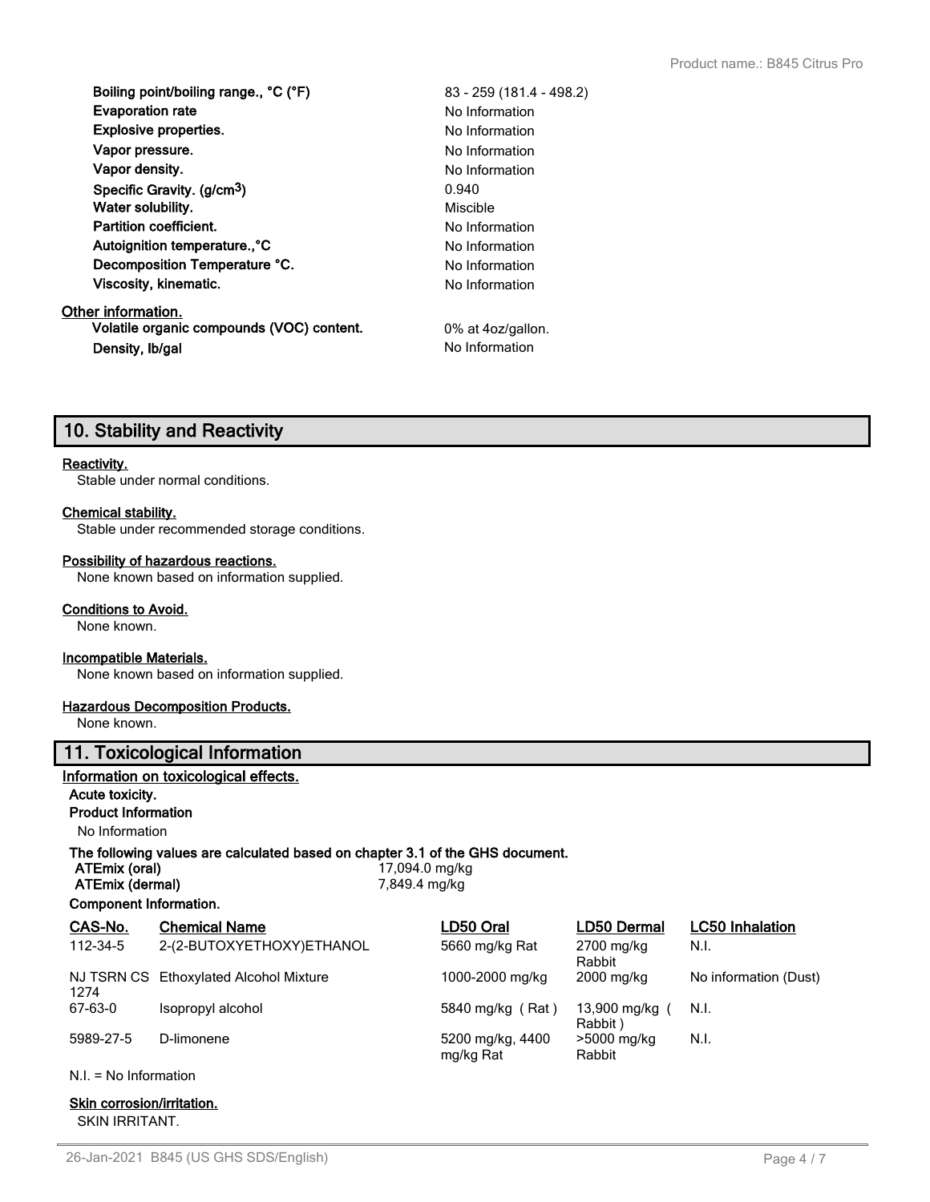| | |
|---|---|
| **Boiling point/boiling range., °C (°F)** | 83 - 259 (181.4 - 498.2) |
| **Evaporation rate** | No Information |
| **Explosive properties.** | No Information |
| **Vapor pressure.** | No Information |
| **Vapor density.** | No Information |
| **Specific Gravity. (g/cm$^3$)** | 0.940 |
| **Water solubility.** | Miscible |
| **Partition coefficient.** | No Information |
| **Autoignition temperature.,°C** | No Information |
| **Decomposition Temperature °C.** | No Information |
| **Viscosity, kinematic.** | No Information |

**Other information.**

| | |
|---|---|
| **Volatile organic compounds (VOC) content.** | 0% at 4oz/gallon. |
| **Density, lb/gal** | No Information |

## 10. Stability and Reactivity

**Reactivity.**
Stable under normal conditions.

**Chemical stability.**
Stable under recommended storage conditions.

**Possibility of hazardous reactions.**
None known based on information supplied.

**Conditions to Avoid.**
None known.

**Incompatible Materials.**
None known based on information supplied.

**Hazardous Decomposition Products.**
None known.

## 11. Toxicological Information

**Information on toxicological effects.**

**Acute toxicity.**

**Product Information**

No Information

**The following values are calculated based on chapter 3.1 of the GHS document.**

| | |
|---|---|
| **ATEmix (oral)** | 17,094.0 mg/kg |
| **ATEmix (dermal)** | 7,849.4 mg/kg |

**Component Information.**

| CAS-No. | Chemical Name | LD50 Oral | LD50 Dermal | LC50 Inhalation |
|---|---|---|---|---|
| 112-34-5 | 2-(2-BUTOXYETHOXY)ETHANOL | 5660 mg/kg Rat | 2700 mg/kg Rabbit | N.I. |
| NJ TSRN CS 1274 | Ethoxylated Alcohol Mixture | 1000-2000 mg/kg | 2000 mg/kg | No information (Dust) |
| 67-63-0 | Isopropyl alcohol | 5840 mg/kg ( Rat ) | 13,900 mg/kg ( Rabbit ) | N.I. |
| 5989-27-5 | D-limonene | 5200 mg/kg, 4400 mg/kg Rat | >5000 mg/kg Rabbit | N.I. |

N.I. = No Information

**Skin corrosion/irritation.**
SKIN IRRITANT.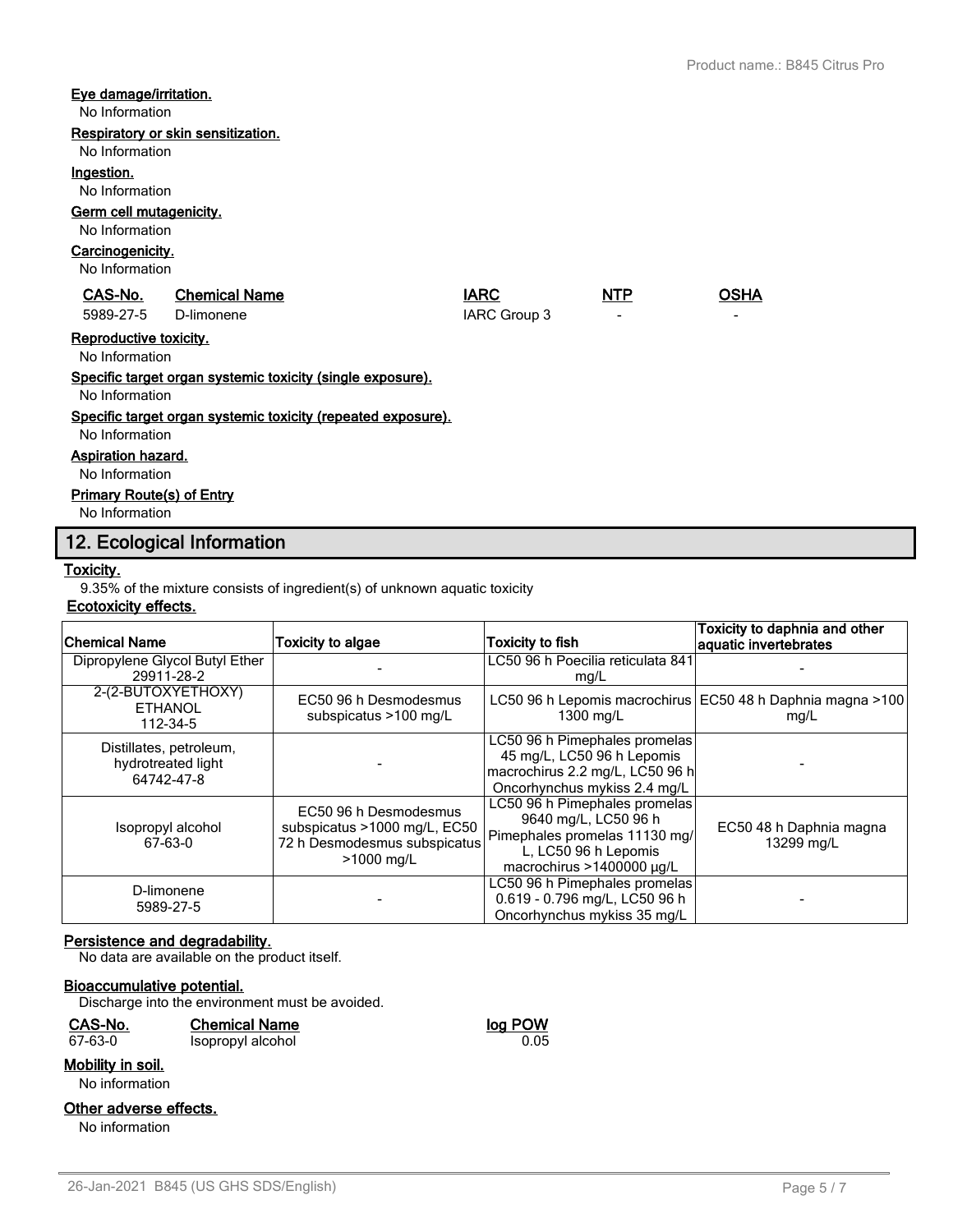**Eye damage/irritation.**

No Information

**Respiratory or skin sensitization.**

No Information

**Ingestion.**

No Information

**Germ cell mutagenicity.**

No Information

**Carcinogenicity.**

No Information

| CAS-No. | Chemical Name | IARC | NTP | OSHA |
|---|---|---|---|---|
| 5989-27-5 | D-limonene | IARC Group 3 | - | - |

**Reproductive toxicity.**

No Information

**Specific target organ systemic toxicity (single exposure).**

No Information

**Specific target organ systemic toxicity (repeated exposure).**

No Information

**Aspiration hazard.**

No Information

**Primary Route(s) of Entry**

No Information

## 12. Ecological Information

**Toxicity.**

9.35% of the mixture consists of ingredient(s) of unknown aquatic toxicity

**Ecotoxicity effects.**

| Chemical Name | Toxicity to algae | Toxicity to fish | Toxicity to daphnia and other aquatic invertebrates |
|---|---|---|---|
| Dipropylene Glycol Butyl Ether 29911-28-2 | - | LC50 96 h Poecilia reticulata 841 mg/L | - |
| 2-(2-BUTOXYETHOXY) ETHANOL 112-34-5 | EC50 96 h Desmodesmus subspicatus >100 mg/L | LC50 96 h Lepomis macrochirus 1300 mg/L | EC50 48 h Daphnia magna >100 mg/L |
| Distillates, petroleum, hydrotreated light 64742-47-8 | - | LC50 96 h Pimephales promelas 45 mg/L, LC50 96 h Lepomis macrochirus 2.2 mg/L, LC50 96 h Oncorhynchus mykiss 2.4 mg/L | - |
| Isopropyl alcohol 67-63-0 | EC50 96 h Desmodesmus subspicatus >1000 mg/L, EC50 72 h Desmodesmus subspicatus >1000 mg/L | LC50 96 h Pimephales promelas 9640 mg/L, LC50 96 h Pimephales promelas 11130 mg/L, LC50 96 h Lepomis macrochirus >1400000 µg/L | EC50 48 h Daphnia magna 13299 mg/L |
| D-limonene 5989-27-5 | - | LC50 96 h Pimephales promelas 0.619 - 0.796 mg/L, LC50 96 h Oncorhynchus mykiss 35 mg/L | - |

**Persistence and degradability.**

No data are available on the product itself.

**Bioaccumulative potential.**

Discharge into the environment must be avoided.

| CAS-No. | Chemical Name | log POW |
|---|---|---|
| 67-63-0 | Isopropyl alcohol | 0.05 |

**Mobility in soil.**

No information

**Other adverse effects.**

No information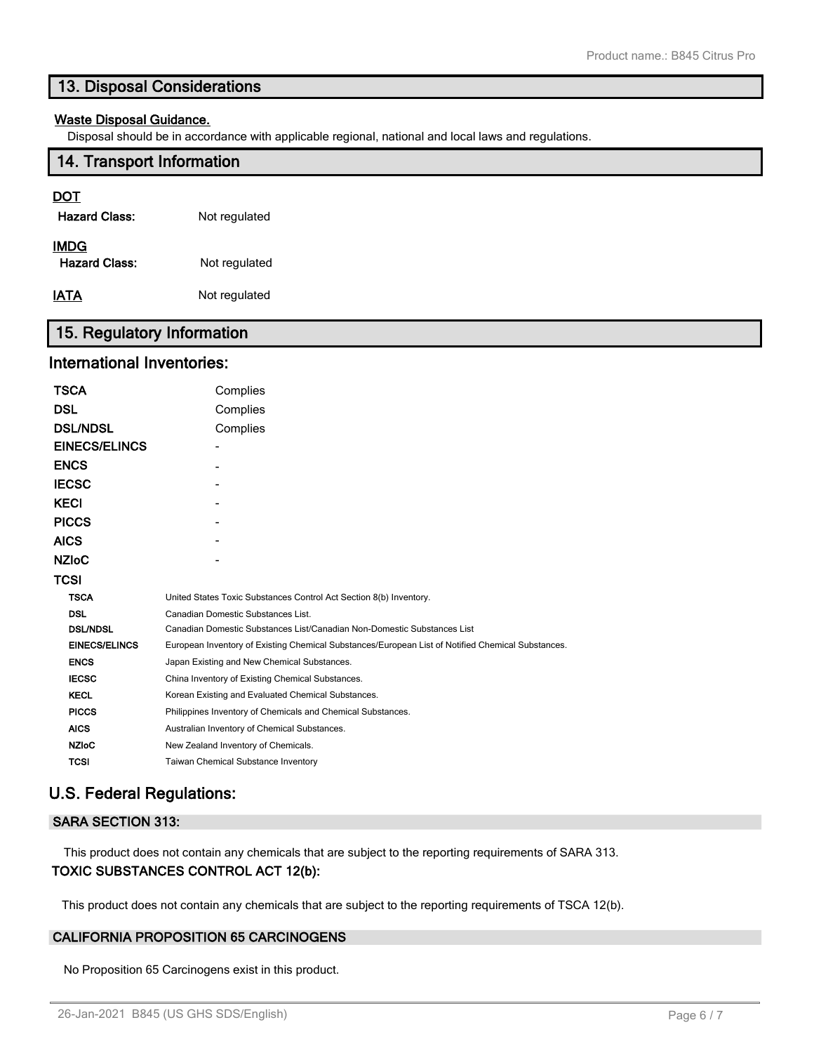## 13. Disposal Considerations

**Waste Disposal Guidance.**

Disposal should be in accordance with applicable regional, national and local laws and regulations.

## 14. Transport Information

**DOT**

| | |
|---|---|
| **Hazard Class:** | Not regulated |

**IMDG**

| | |
|---|---|
| **Hazard Class:** | Not regulated |

| | |
|---|---|
| **IATA** | Not regulated |

## 15. Regulatory Information

### International Inventories:

| | |
|---|---|
| **TSCA** | Complies |
| **DSL** | Complies |
| **DSL/NDSL** | Complies |
| **EINECS/ELINCS** | - |
| **ENCS** | - |
| **IECSC** | - |
| **KECI** | - |
| **PICCS** | - |
| **AICS** | - |
| **NZIoC** | - |
| **TCSI** | |

| | |
|---|---|
| **TSCA** | United States Toxic Substances Control Act Section 8(b) Inventory. |
| **DSL** | Canadian Domestic Substances List. |
| **DSL/NDSL** | Canadian Domestic Substances List/Canadian Non-Domestic Substances List |
| **EINECS/ELINCS** | European Inventory of Existing Chemical Substances/European List of Notified Chemical Substances. |
| **ENCS** | Japan Existing and New Chemical Substances. |
| **IECSC** | China Inventory of Existing Chemical Substances. |
| **KECL** | Korean Existing and Evaluated Chemical Substances. |
| **PICCS** | Philippines Inventory of Chemicals and Chemical Substances. |
| **AICS** | Australian Inventory of Chemical Substances. |
| **NZIoC** | New Zealand Inventory of Chemicals. |
| **TCSI** | Taiwan Chemical Substance Inventory |

### U.S. Federal Regulations:

#### SARA SECTION 313:

This product does not contain any chemicals that are subject to the reporting requirements of SARA 313.

#### TOXIC SUBSTANCES CONTROL ACT 12(b):

This product does not contain any chemicals that are subject to the reporting requirements of TSCA 12(b).

#### CALIFORNIA PROPOSITION 65 CARCINOGENS

No Proposition 65 Carcinogens exist in this product.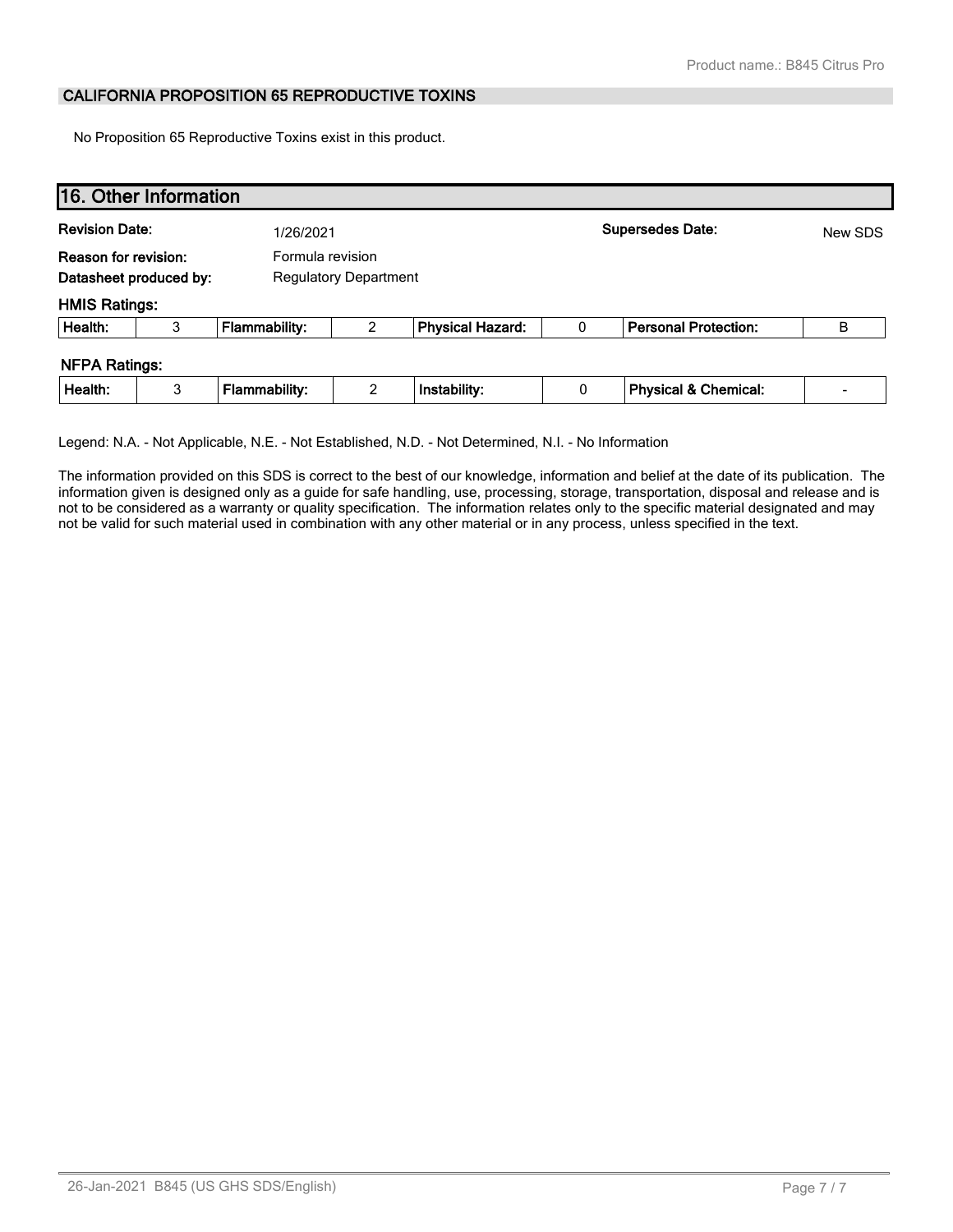## CALIFORNIA PROPOSITION 65 REPRODUCTIVE TOXINS

No Proposition 65 Reproductive Toxins exist in this product.

## 16. Other Information

**Revision Date:** 1/26/2021 **Supersedes Date:** New SDS

**Reason for revision:** Formula revision

**Datasheet produced by:** Regulatory Department

**HMIS Ratings:**

| | | | | | | | |
|---|---|---|---|---|---|---|---|
| **Health:** | 3 | **Flammability:** | 2 | **Physical Hazard:** | 0 | **Personal Protection:** | B |

**NFPA Ratings:**

| | | | | | | | |
|---|---|---|---|---|---|---|---|
| **Health:** | 3 | **Flammability:** | 2 | **Instability:** | 0 | **Physical & Chemical:** | - |

Legend: N.A. - Not Applicable, N.E. - Not Established, N.D. - Not Determined, N.I. - No Information

The information provided on this SDS is correct to the best of our knowledge, information and belief at the date of its publication. The information given is designed only as a guide for safe handling, use, processing, storage, transportation, disposal and release and is not to be considered as a warranty or quality specification. The information relates only to the specific material designated and may not be valid for such material used in combination with any other material or in any process, unless specified in the text.